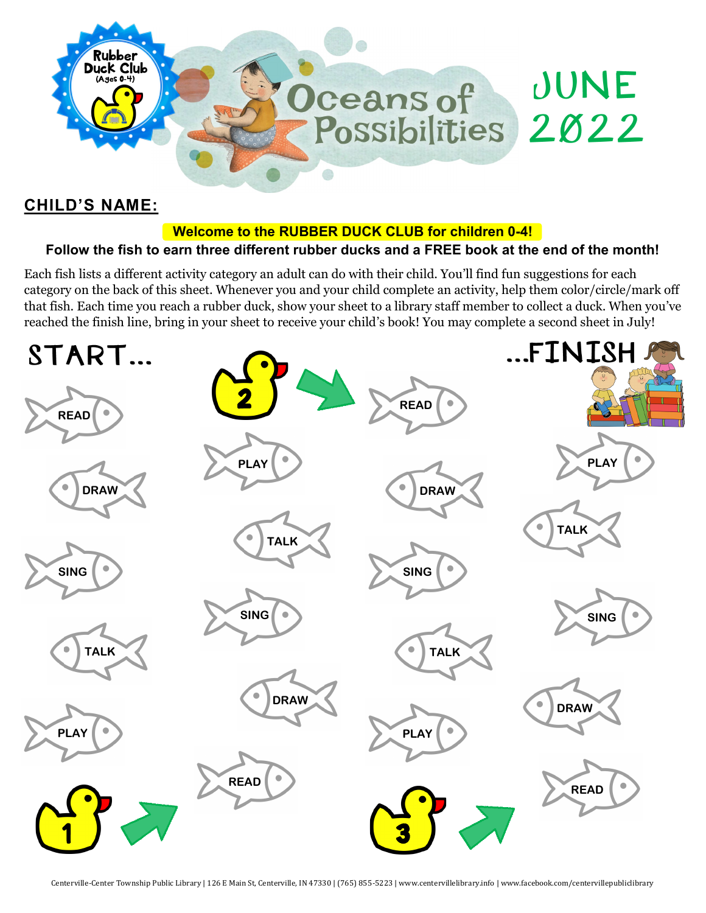Rubber Duck Club (Ages 0-4)

# Oceans of Possibilities

# JUNE 2022

**CHILD'S NAME:**

**Welcome to the RUBBER DUCK CLUB for children 0-4!**

**Follow the fish to earn three different rubber ducks and a FREE book at the end of the month!**

Each fish lists a different activity category an adult can do with their child. You'll find fun suggestions for each category on the back of this sheet. Whenever you and your child complete an activity, help them color/circle/mark off that fish. Each time you reach a rubber duck, show your sheet to a library staff member to collect a duck. When you've reached the finish line, bring in your sheet to receive your child's book! You may complete a second sheet in July!

START...

READ

DRAW

SING

TALK

PLAY

1

READ

DRAW

SING

TALK

PLAY

2

READ

DRAW

SING

TALK

PLAY

3

READ

DRAW

SING

TALK

PLAY

...FINISH

Centerville-Center Township Public Library | 126 E Main St, Centerville, IN 47330 | (765) 855-5223 | www.centervillelibrary.info | www.facebook.com/centervillepubliclibrary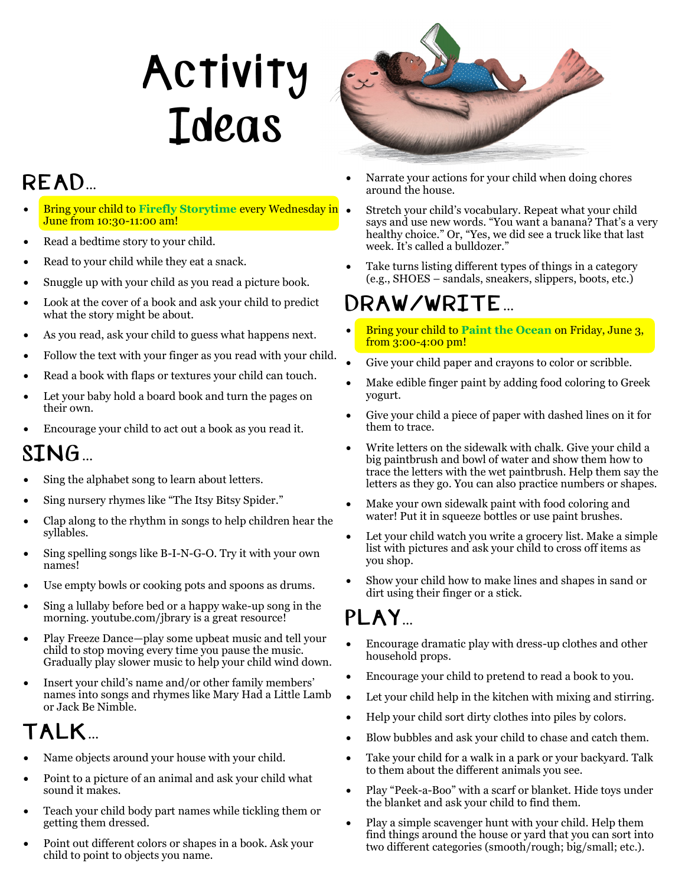# Activity Ideas

## READ...

- Bring your child to **Firefly Storytime** every Wednesday in June from 10:30-11:00 am!
- Read a bedtime story to your child.
- Read to your child while they eat a snack.
- Snuggle up with your child as you read a picture book.
- Look at the cover of a book and ask your child to predict what the story might be about.
- As you read, ask your child to guess what happens next.
- Follow the text with your finger as you read with your child.
- Read a book with flaps or textures your child can touch.
- Let your baby hold a board book and turn the pages on their own.
- Encourage your child to act out a book as you read it.

## SING...

- Sing the alphabet song to learn about letters.
- Sing nursery rhymes like "The Itsy Bitsy Spider."
- Clap along to the rhythm in songs to help children hear the syllables.
- Sing spelling songs like B-I-N-G-O. Try it with your own names!
- Use empty bowls or cooking pots and spoons as drums.
- Sing a lullaby before bed or a happy wake-up song in the morning. youtube.com/jbrary is a great resource!
- Play Freeze Dance—play some upbeat music and tell your child to stop moving every time you pause the music. Gradually play slower music to help your child wind down.
- Insert your child's name and/or other family members' names into songs and rhymes like Mary Had a Little Lamb or Jack Be Nimble.

## TALK...

- Name objects around your house with your child.
- Point to a picture of an animal and ask your child what sound it makes.
- Teach your child body part names while tickling them or getting them dressed.
- Point out different colors or shapes in a book. Ask your child to point to objects you name.
- Narrate your actions for your child when doing chores around the house.
- Stretch your child's vocabulary. Repeat what your child says and use new words. "You want a banana? That's a very healthy choice." Or, "Yes, we did see a truck like that last week. It's called a bulldozer."
- Take turns listing different types of things in a category (e.g., SHOES – sandals, sneakers, slippers, boots, etc.)

## DRAW/WRITE...

- Bring your child to **Paint the Ocean** on Friday, June 3, from 3:00-4:00 pm!
- Give your child paper and crayons to color or scribble.
- Make edible finger paint by adding food coloring to Greek yogurt.
- Give your child a piece of paper with dashed lines on it for them to trace.
- Write letters on the sidewalk with chalk. Give your child a big paintbrush and bowl of water and show them how to trace the letters with the wet paintbrush. Help them say the letters as they go. You can also practice numbers or shapes.
- Make your own sidewalk paint with food coloring and water! Put it in squeeze bottles or use paint brushes.
- Let your child watch you write a grocery list. Make a simple list with pictures and ask your child to cross off items as you shop.
- Show your child how to make lines and shapes in sand or dirt using their finger or a stick.

## PLAY...

- Encourage dramatic play with dress-up clothes and other household props.
- Encourage your child to pretend to read a book to you.
- Let your child help in the kitchen with mixing and stirring.
- Help your child sort dirty clothes into piles by colors.
- Blow bubbles and ask your child to chase and catch them.
- Take your child for a walk in a park or your backyard. Talk to them about the different animals you see.
- Play "Peek-a-Boo" with a scarf or blanket. Hide toys under the blanket and ask your child to find them.
- Play a simple scavenger hunt with your child. Help them find things around the house or yard that you can sort into two different categories (smooth/rough; big/small; etc.).